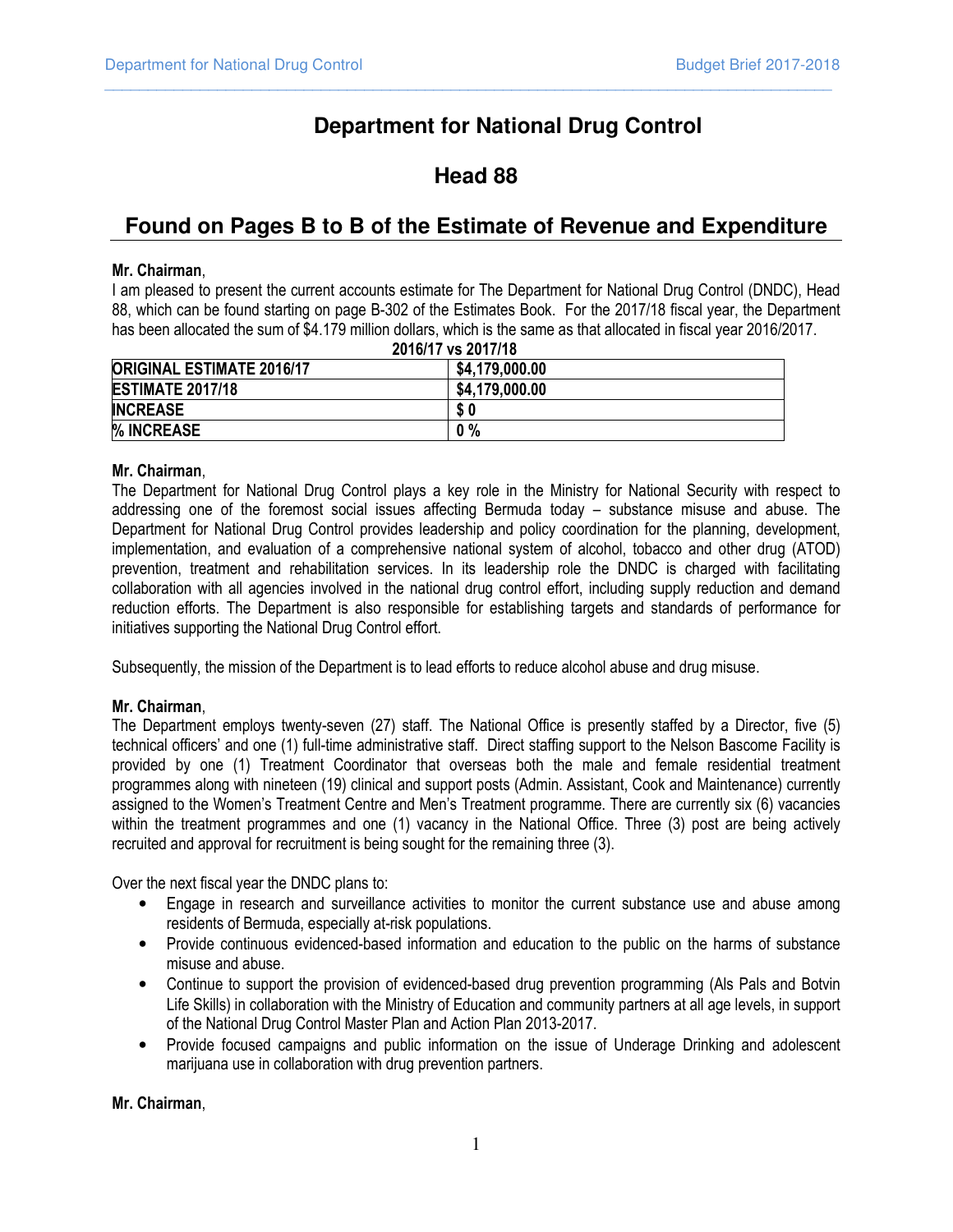# Department for National Drug Control

## Head 88

## Found on Pages B to B of the Estimate of Revenue and Expenditure

**Mr. Chairman**,

I am pleased to present the current accounts estimate for The Department for National Drug Control (DNDC), Head 88, which can be found starting on page B-302 of the Estimates Book. For the 2017/18 fiscal year, the Department has been allocated the sum of $4.179 million dollars, which is the same as that allocated in fiscal year 2016/2017.

**2016/17 vs 2017/18**

| | |
|---|---|
| **ORIGINAL ESTIMATE 2016/17** | **$4,179,000.00** |
| **ESTIMATE 2017/18** | **$4,179,000.00** |
| **INCREASE** | **$ 0** |
| **% INCREASE** | **0 %** |

**Mr. Chairman**,

The Department for National Drug Control plays a key role in the Ministry for National Security with respect to addressing one of the foremost social issues affecting Bermuda today – substance misuse and abuse. The Department for National Drug Control provides leadership and policy coordination for the planning, development, implementation, and evaluation of a comprehensive national system of alcohol, tobacco and other drug (ATOD) prevention, treatment and rehabilitation services. In its leadership role the DNDC is charged with facilitating collaboration with all agencies involved in the national drug control effort, including supply reduction and demand reduction efforts. The Department is also responsible for establishing targets and standards of performance for initiatives supporting the National Drug Control effort.

Subsequently, the mission of the Department is to lead efforts to reduce alcohol abuse and drug misuse.

**Mr. Chairman**,

The Department employs twenty-seven (27) staff. The National Office is presently staffed by a Director, five (5) technical officers' and one (1) full-time administrative staff. Direct staffing support to the Nelson Bascome Facility is provided by one (1) Treatment Coordinator that overseas both the male and female residential treatment programmes along with nineteen (19) clinical and support posts (Admin. Assistant, Cook and Maintenance) currently assigned to the Women's Treatment Centre and Men's Treatment programme. There are currently six (6) vacancies within the treatment programmes and one (1) vacancy in the National Office. Three (3) post are being actively recruited and approval for recruitment is being sought for the remaining three (3).

Over the next fiscal year the DNDC plans to:

- Engage in research and surveillance activities to monitor the current substance use and abuse among residents of Bermuda, especially at-risk populations.
- Provide continuous evidenced-based information and education to the public on the harms of substance misuse and abuse.
- Continue to support the provision of evidenced-based drug prevention programming (Als Pals and Botvin Life Skills) in collaboration with the Ministry of Education and community partners at all age levels, in support of the National Drug Control Master Plan and Action Plan 2013-2017.
- Provide focused campaigns and public information on the issue of Underage Drinking and adolescent marijuana use in collaboration with drug prevention partners.

**Mr. Chairman**,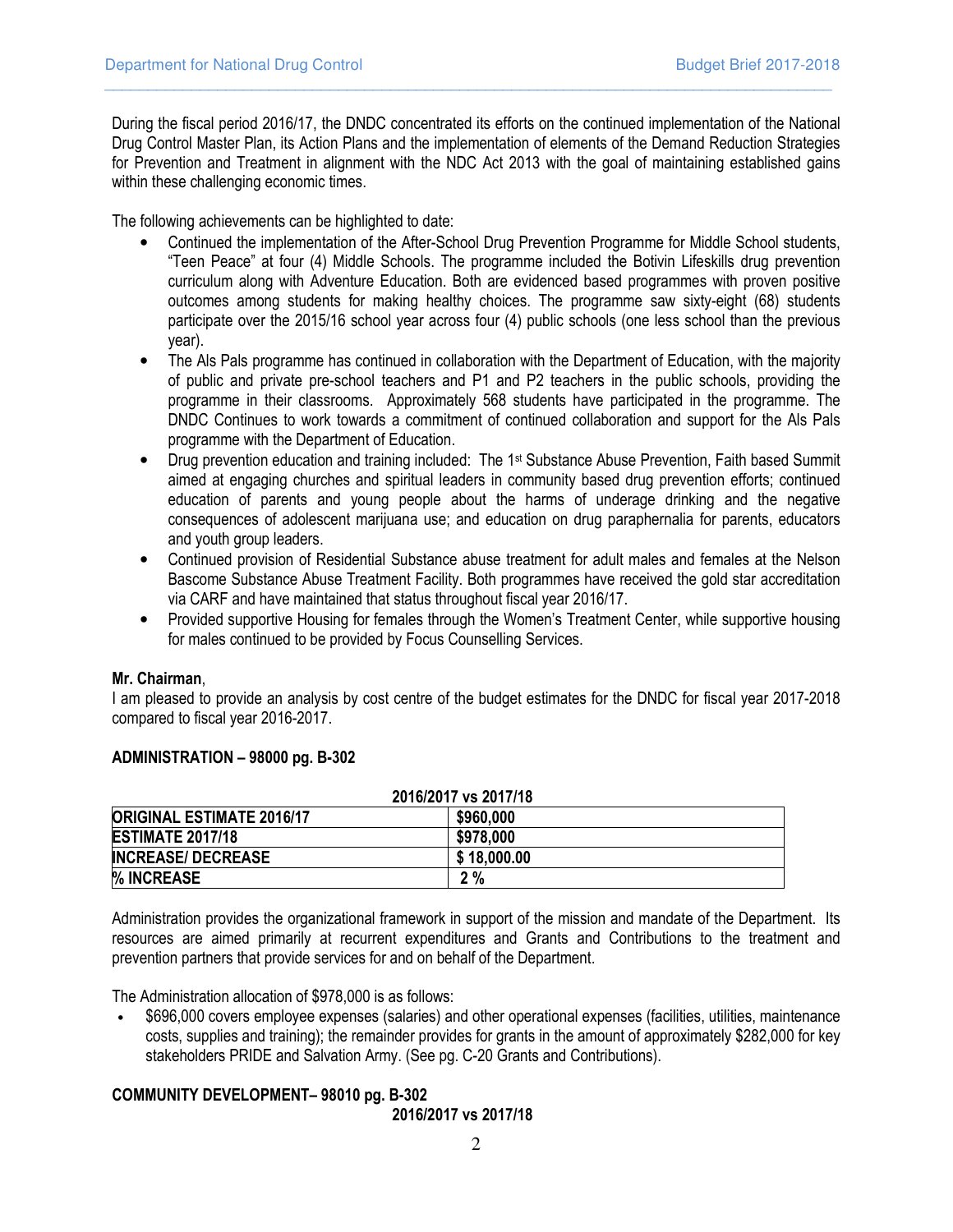During the fiscal period 2016/17, the DNDC concentrated its efforts on the continued implementation of the National Drug Control Master Plan, its Action Plans and the implementation of elements of the Demand Reduction Strategies for Prevention and Treatment in alignment with the NDC Act 2013 with the goal of maintaining established gains within these challenging economic times.

The following achievements can be highlighted to date:

- Continued the implementation of the After-School Drug Prevention Programme for Middle School students, "Teen Peace" at four (4) Middle Schools. The programme included the Botivin Lifeskills drug prevention curriculum along with Adventure Education. Both are evidenced based programmes with proven positive outcomes among students for making healthy choices. The programme saw sixty-eight (68) students participate over the 2015/16 school year across four (4) public schools (one less school than the previous year).
- The Als Pals programme has continued in collaboration with the Department of Education, with the majority of public and private pre-school teachers and P1 and P2 teachers in the public schools, providing the programme in their classrooms. Approximately 568 students have participated in the programme. The DNDC Continues to work towards a commitment of continued collaboration and support for the Als Pals programme with the Department of Education.
- Drug prevention education and training included: The 1st Substance Abuse Prevention, Faith based Summit aimed at engaging churches and spiritual leaders in community based drug prevention efforts; continued education of parents and young people about the harms of underage drinking and the negative consequences of adolescent marijuana use; and education on drug paraphernalia for parents, educators and youth group leaders.
- Continued provision of Residential Substance abuse treatment for adult males and females at the Nelson Bascome Substance Abuse Treatment Facility. Both programmes have received the gold star accreditation via CARF and have maintained that status throughout fiscal year 2016/17.
- Provided supportive Housing for females through the Women's Treatment Center, while supportive housing for males continued to be provided by Focus Counselling Services.

**Mr. Chairman**,
I am pleased to provide an analysis by cost centre of the budget estimates for the DNDC for fiscal year 2017-2018 compared to fiscal year 2016-2017.

**ADMINISTRATION – 98000 pg. B-302**

**2016/2017 vs 2017/18**

| | |
|---|---|
| **ORIGINAL ESTIMATE 2016/17** | **$960,000** |
| **ESTIMATE 2017/18** | **$978,000** |
| **INCREASE/ DECREASE** | **$ 18,000.00** |
| **% INCREASE** | **2 %** |

Administration provides the organizational framework in support of the mission and mandate of the Department. Its resources are aimed primarily at recurrent expenditures and Grants and Contributions to the treatment and prevention partners that provide services for and on behalf of the Department.

The Administration allocation of $978,000 is as follows:

- $696,000 covers employee expenses (salaries) and other operational expenses (facilities, utilities, maintenance costs, supplies and training); the remainder provides for grants in the amount of approximately $282,000 for key stakeholders PRIDE and Salvation Army. (See pg. C-20 Grants and Contributions).

**COMMUNITY DEVELOPMENT– 98010 pg. B-302**

**2016/2017 vs 2017/18**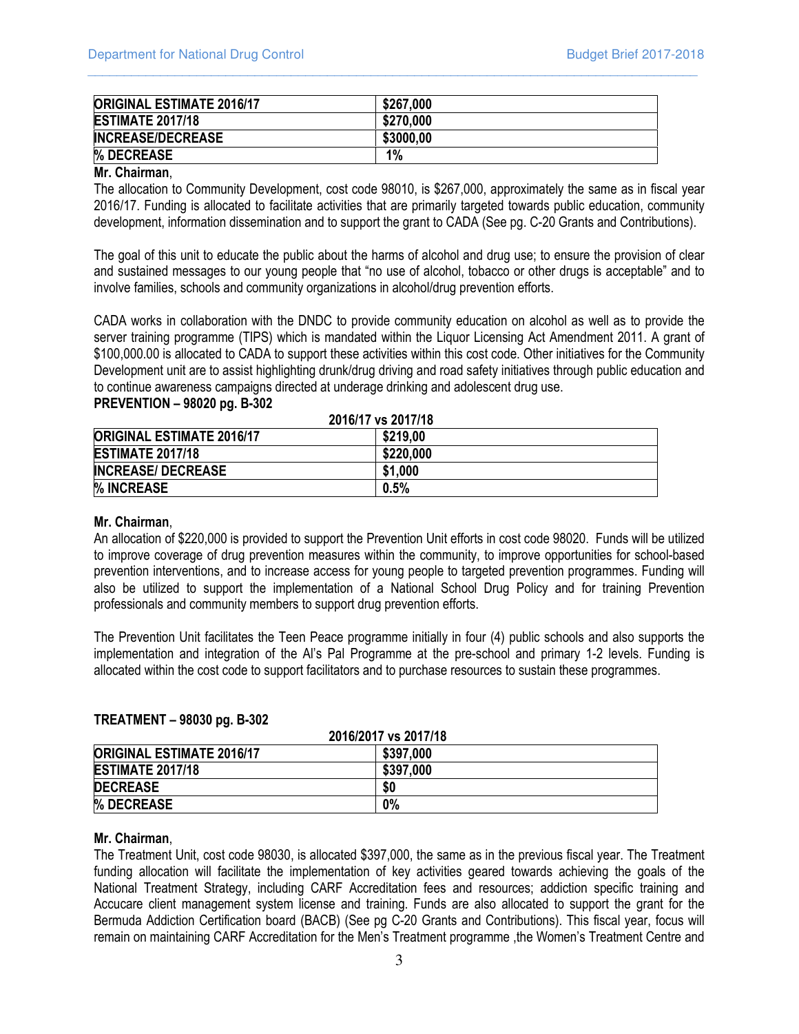| | |
|---|---|
| **ORIGINAL ESTIMATE 2016/17** | **$267,000** |
| **ESTIMATE 2017/18** | **$270,000** |
| **INCREASE/DECREASE** | **$3000,00** |
| **% DECREASE** | **1%** |

**Mr. Chairman**,

The allocation to Community Development, cost code 98010, is $267,000, approximately the same as in fiscal year 2016/17. Funding is allocated to facilitate activities that are primarily targeted towards public education, community development, information dissemination and to support the grant to CADA (See pg. C-20 Grants and Contributions).

The goal of this unit to educate the public about the harms of alcohol and drug use; to ensure the provision of clear and sustained messages to our young people that "no use of alcohol, tobacco or other drugs is acceptable" and to involve families, schools and community organizations in alcohol/drug prevention efforts.

CADA works in collaboration with the DNDC to provide community education on alcohol as well as to provide the server training programme (TIPS) which is mandated within the Liquor Licensing Act Amendment 2011. A grant of $100,000.00 is allocated to CADA to support these activities within this cost code. Other initiatives for the Community Development unit are to assist highlighting drunk/drug driving and road safety initiatives through public education and to continue awareness campaigns directed at underage drinking and adolescent drug use.

**PREVENTION – 98020 pg. B-302**

**2016/17 vs 2017/18**

| | |
|---|---|
| **ORIGINAL ESTIMATE 2016/17** | **$219,00** |
| **ESTIMATE 2017/18** | **$220,000** |
| **INCREASE/ DECREASE** | **$1,000** |
| **% INCREASE** | **0.5%** |

**Mr. Chairman**,

An allocation of $220,000 is provided to support the Prevention Unit efforts in cost code 98020. Funds will be utilized to improve coverage of drug prevention measures within the community, to improve opportunities for school-based prevention interventions, and to increase access for young people to targeted prevention programmes. Funding will also be utilized to support the implementation of a National School Drug Policy and for training Prevention professionals and community members to support drug prevention efforts.

The Prevention Unit facilitates the Teen Peace programme initially in four (4) public schools and also supports the implementation and integration of the Al's Pal Programme at the pre-school and primary 1-2 levels. Funding is allocated within the cost code to support facilitators and to purchase resources to sustain these programmes.

**TREATMENT – 98030 pg. B-302**

**2016/2017 vs 2017/18**

| | |
|---|---|
| **ORIGINAL ESTIMATE 2016/17** | **$397,000** |
| **ESTIMATE 2017/18** | **$397,000** |
| **DECREASE** | **$0** |
| **% DECREASE** | **0%** |

**Mr. Chairman**,

The Treatment Unit, cost code 98030, is allocated $397,000, the same as in the previous fiscal year. The Treatment funding allocation will facilitate the implementation of key activities geared towards achieving the goals of the National Treatment Strategy, including CARF Accreditation fees and resources; addiction specific training and Accucare client management system license and training. Funds are also allocated to support the grant for the Bermuda Addiction Certification board (BACB) (See pg C-20 Grants and Contributions). This fiscal year, focus will remain on maintaining CARF Accreditation for the Men's Treatment programme ,the Women's Treatment Centre and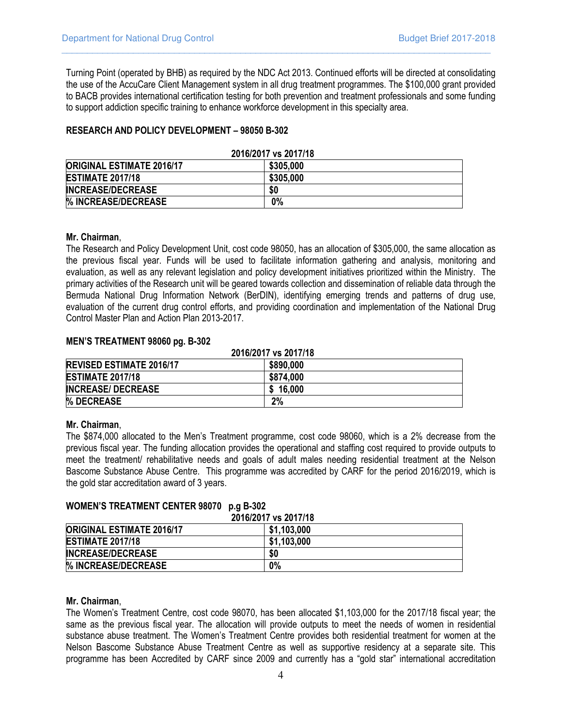Turning Point (operated by BHB) as required by the NDC Act 2013. Continued efforts will be directed at consolidating the use of the AccuCare Client Management system in all drug treatment programmes. The $100,000 grant provided to BACB provides international certification testing for both prevention and treatment professionals and some funding to support addiction specific training to enhance workforce development in this specialty area.

**RESEARCH AND POLICY DEVELOPMENT – 98050 B-302**

| | 2016/2017 vs 2017/18 |
|---|---|
| **ORIGINAL ESTIMATE 2016/17** | **$305,000** |
| **ESTIMATE 2017/18** | **$305,000** |
| **INCREASE/DECREASE** | **$0** |
| **% INCREASE/DECREASE** | **0%** |

**Mr. Chairman**,
The Research and Policy Development Unit, cost code 98050, has an allocation of $305,000, the same allocation as the previous fiscal year. Funds will be used to facilitate information gathering and analysis, monitoring and evaluation, as well as any relevant legislation and policy development initiatives prioritized within the Ministry. The primary activities of the Research unit will be geared towards collection and dissemination of reliable data through the Bermuda National Drug Information Network (BerDIN), identifying emerging trends and patterns of drug use, evaluation of the current drug control efforts, and providing coordination and implementation of the National Drug Control Master Plan and Action Plan 2013-2017.

**MEN'S TREATMENT 98060 pg. B-302**

| | 2016/2017 vs 2017/18 |
|---|---|
| **REVISED ESTIMATE 2016/17** | **$890,000** |
| **ESTIMATE 2017/18** | **$874,000** |
| **INCREASE/ DECREASE** | **$ 16,000** |
| **% DECREASE** | **2%** |

**Mr. Chairman**,
The $874,000 allocated to the Men's Treatment programme, cost code 98060, which is a 2% decrease from the previous fiscal year. The funding allocation provides the operational and staffing cost required to provide outputs to meet the treatment/ rehabilitative needs and goals of adult males needing residential treatment at the Nelson Bascome Substance Abuse Centre. This programme was accredited by CARF for the period 2016/2019, which is the gold star accreditation award of 3 years.

**WOMEN'S TREATMENT CENTER 98070 p.g B-302**

| | 2016/2017 vs 2017/18 |
|---|---|
| **ORIGINAL ESTIMATE 2016/17** | **$1,103,000** |
| **ESTIMATE 2017/18** | **$1,103,000** |
| **INCREASE/DECREASE** | **$0** |
| **% INCREASE/DECREASE** | **0%** |

**Mr. Chairman**,
The Women's Treatment Centre, cost code 98070, has been allocated $1,103,000 for the 2017/18 fiscal year; the same as the previous fiscal year. The allocation will provide outputs to meet the needs of women in residential substance abuse treatment. The Women's Treatment Centre provides both residential treatment for women at the Nelson Bascome Substance Abuse Treatment Centre as well as supportive residency at a separate site. This programme has been Accredited by CARF since 2009 and currently has a "gold star" international accreditation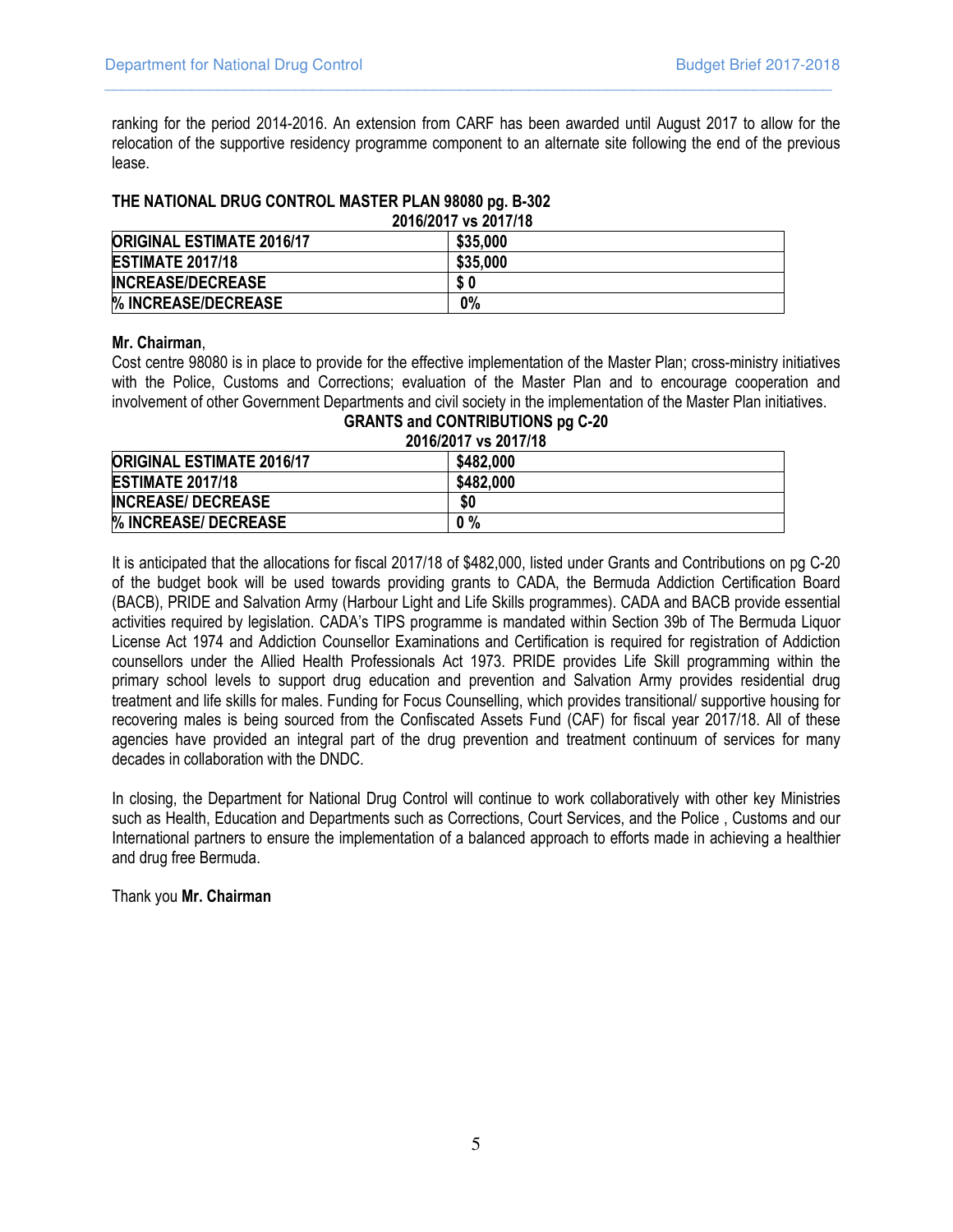ranking for the period 2014-2016. An extension from CARF has been awarded until August 2017 to allow for the relocation of the supportive residency programme component to an alternate site following the end of the previous lease.

**THE NATIONAL DRUG CONTROL MASTER PLAN 98080 pg. B-302**

**2016/2017 vs 2017/18**

| | |
|---|---|
| **ORIGINAL ESTIMATE 2016/17** | **$35,000** |
| **ESTIMATE 2017/18** | **$35,000** |
| **INCREASE/DECREASE** | **$ 0** |
| **% INCREASE/DECREASE** | **0%** |

**Mr. Chairman**,

Cost centre 98080 is in place to provide for the effective implementation of the Master Plan; cross-ministry initiatives with the Police, Customs and Corrections; evaluation of the Master Plan and to encourage cooperation and involvement of other Government Departments and civil society in the implementation of the Master Plan initiatives.

**GRANTS and CONTRIBUTIONS pg C-20**

**2016/2017 vs 2017/18**

| | |
|---|---|
| **ORIGINAL ESTIMATE 2016/17** | **$482,000** |
| **ESTIMATE 2017/18** | **$482,000** |
| **INCREASE/ DECREASE** | **$0** |
| **% INCREASE/ DECREASE** | **0 %** |

It is anticipated that the allocations for fiscal 2017/18 of $482,000, listed under Grants and Contributions on pg C-20 of the budget book will be used towards providing grants to CADA, the Bermuda Addiction Certification Board (BACB), PRIDE and Salvation Army (Harbour Light and Life Skills programmes). CADA and BACB provide essential activities required by legislation. CADA's TIPS programme is mandated within Section 39b of The Bermuda Liquor License Act 1974 and Addiction Counsellor Examinations and Certification is required for registration of Addiction counsellors under the Allied Health Professionals Act 1973. PRIDE provides Life Skill programming within the primary school levels to support drug education and prevention and Salvation Army provides residential drug treatment and life skills for males. Funding for Focus Counselling, which provides transitional/ supportive housing for recovering males is being sourced from the Confiscated Assets Fund (CAF) for fiscal year 2017/18. All of these agencies have provided an integral part of the drug prevention and treatment continuum of services for many decades in collaboration with the DNDC.

In closing, the Department for National Drug Control will continue to work collaboratively with other key Ministries such as Health, Education and Departments such as Corrections, Court Services, and the Police , Customs and our International partners to ensure the implementation of a balanced approach to efforts made in achieving a healthier and drug free Bermuda.

Thank you **Mr. Chairman**